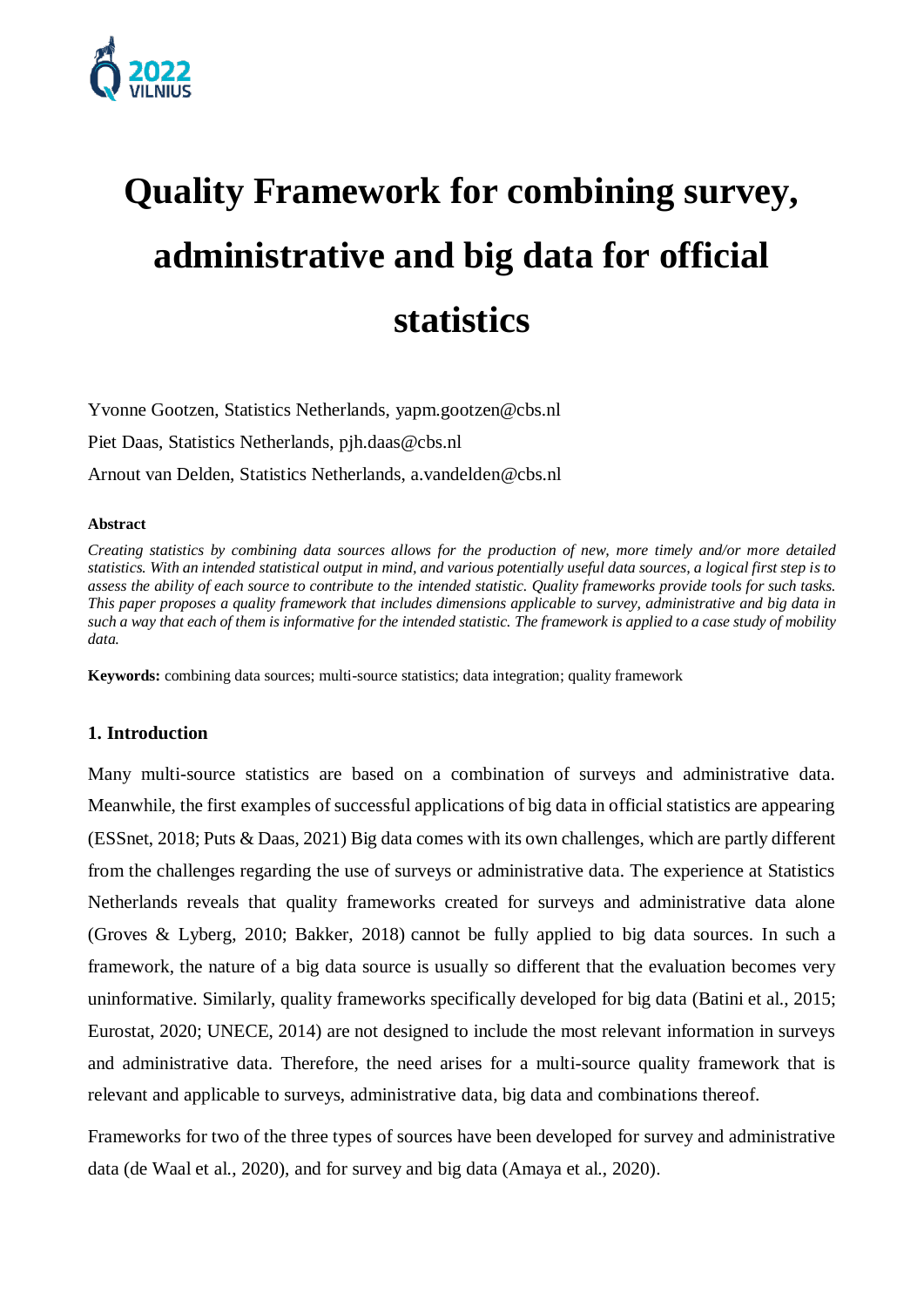# Quality Framework for combining survey, administrative and big data for official statistics

Yvonne Gootzen, Statistics Netherlands, yapm.gootzen@cbs.nl

Piet Daas, Statistics Netherlands, pjh.daas@cbs.nl

Arnout van Delden, Statistics Netherlands, a.vandelden@cbs.nl

**Abstract**

*Creating statistics by combining data sources allows for the production of new, more timely and/or more detailed statistics. With an intended statistical output in mind, and various potentially useful data sources, a logical first step is to assess the ability of each source to contribute to the intended statistic. Quality frameworks provide tools for such tasks. This paper proposes a quality framework that includes dimensions applicable to survey, administrative and big data in such a way that each of them is informative for the intended statistic. The framework is applied to a case study of mobility data.*

**Keywords:** combining data sources; multi-source statistics; data integration; quality framework

## 1. Introduction

Many multi-source statistics are based on a combination of surveys and administrative data. Meanwhile, the first examples of successful applications of big data in official statistics are appearing (ESSnet, 2018; Puts & Daas, 2021) Big data comes with its own challenges, which are partly different from the challenges regarding the use of surveys or administrative data. The experience at Statistics Netherlands reveals that quality frameworks created for surveys and administrative data alone (Groves & Lyberg, 2010; Bakker, 2018) cannot be fully applied to big data sources. In such a framework, the nature of a big data source is usually so different that the evaluation becomes very uninformative. Similarly, quality frameworks specifically developed for big data (Batini et al., 2015; Eurostat, 2020; UNECE, 2014) are not designed to include the most relevant information in surveys and administrative data. Therefore, the need arises for a multi-source quality framework that is relevant and applicable to surveys, administrative data, big data and combinations thereof.

Frameworks for two of the three types of sources have been developed for survey and administrative data (de Waal et al., 2020), and for survey and big data (Amaya et al., 2020).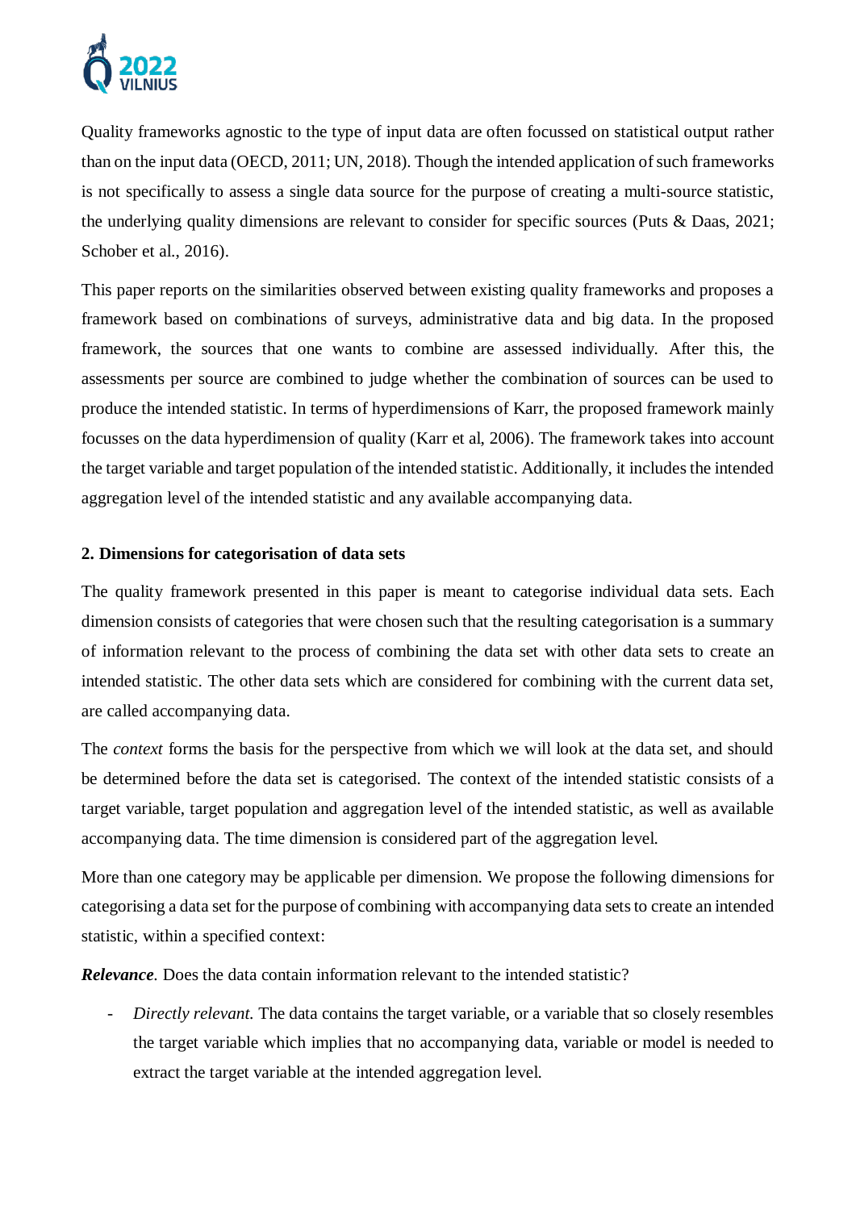Quality frameworks agnostic to the type of input data are often focussed on statistical output rather than on the input data (OECD, 2011; UN, 2018). Though the intended application of such frameworks is not specifically to assess a single data source for the purpose of creating a multi-source statistic, the underlying quality dimensions are relevant to consider for specific sources (Puts & Daas, 2021; Schober et al., 2016).

This paper reports on the similarities observed between existing quality frameworks and proposes a framework based on combinations of surveys, administrative data and big data. In the proposed framework, the sources that one wants to combine are assessed individually. After this, the assessments per source are combined to judge whether the combination of sources can be used to produce the intended statistic. In terms of hyperdimensions of Karr, the proposed framework mainly focusses on the data hyperdimension of quality (Karr et al, 2006). The framework takes into account the target variable and target population of the intended statistic. Additionally, it includes the intended aggregation level of the intended statistic and any available accompanying data.

## 2. Dimensions for categorisation of data sets

The quality framework presented in this paper is meant to categorise individual data sets. Each dimension consists of categories that were chosen such that the resulting categorisation is a summary of information relevant to the process of combining the data set with other data sets to create an intended statistic. The other data sets which are considered for combining with the current data set, are called accompanying data.

The *context* forms the basis for the perspective from which we will look at the data set, and should be determined before the data set is categorised. The context of the intended statistic consists of a target variable, target population and aggregation level of the intended statistic, as well as available accompanying data. The time dimension is considered part of the aggregation level.

More than one category may be applicable per dimension. We propose the following dimensions for categorising a data set for the purpose of combining with accompanying data sets to create an intended statistic, within a specified context:

***Relevance***. Does the data contain information relevant to the intended statistic?

- *Directly relevant.* The data contains the target variable, or a variable that so closely resembles the target variable which implies that no accompanying data, variable or model is needed to extract the target variable at the intended aggregation level.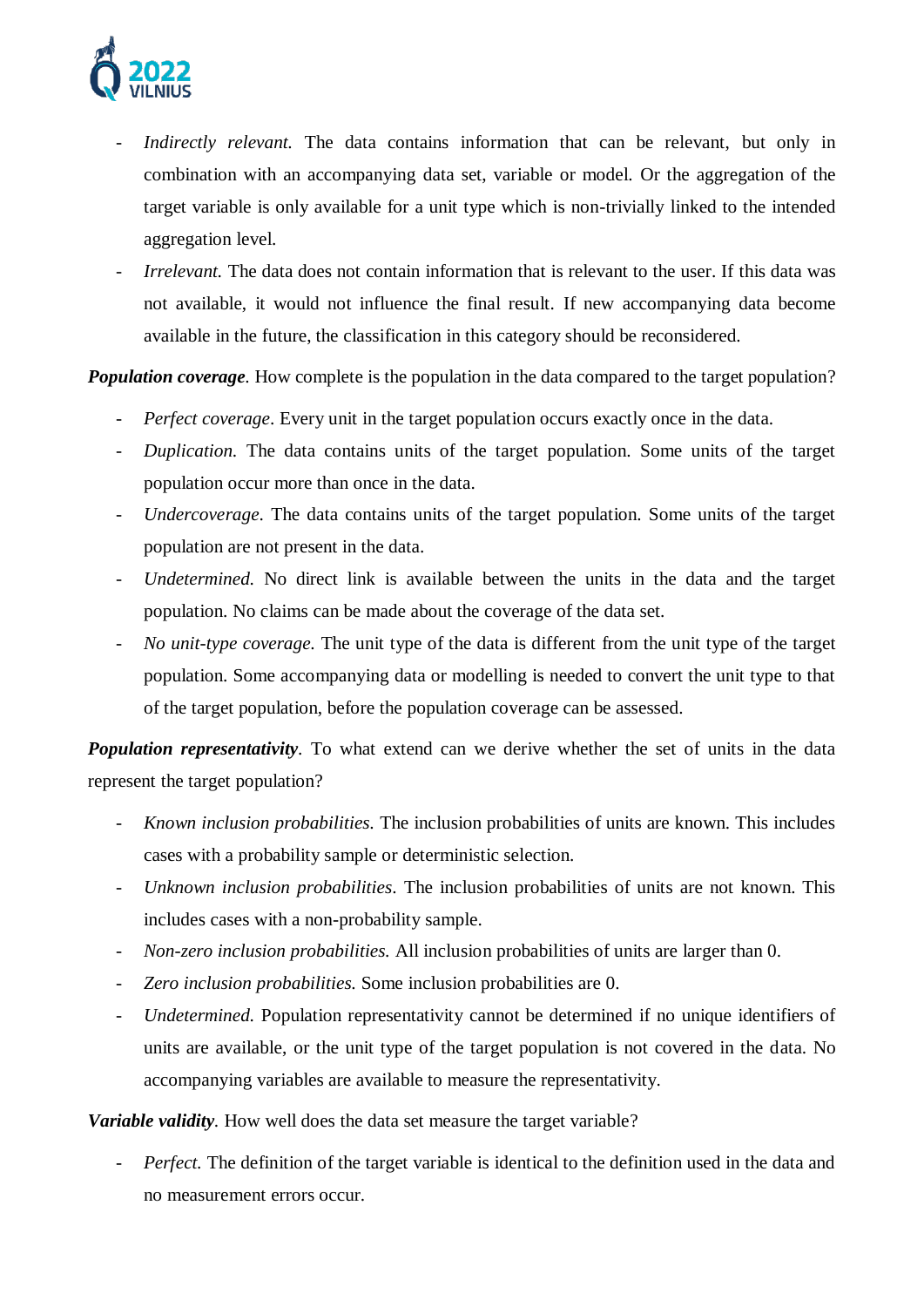- *Indirectly relevant.* The data contains information that can be relevant, but only in combination with an accompanying data set, variable or model. Or the aggregation of the target variable is only available for a unit type which is non-trivially linked to the intended aggregation level.
- *Irrelevant.* The data does not contain information that is relevant to the user. If this data was not available, it would not influence the final result. If new accompanying data become available in the future, the classification in this category should be reconsidered.

***Population coverage***. How complete is the population in the data compared to the target population?

- *Perfect coverage*. Every unit in the target population occurs exactly once in the data.
- *Duplication.* The data contains units of the target population. Some units of the target population occur more than once in the data.
- *Undercoverage*. The data contains units of the target population. Some units of the target population are not present in the data.
- *Undetermined.* No direct link is available between the units in the data and the target population. No claims can be made about the coverage of the data set.
- *No unit-type coverage.* The unit type of the data is different from the unit type of the target population. Some accompanying data or modelling is needed to convert the unit type to that of the target population, before the population coverage can be assessed.

***Population representativity***. To what extend can we derive whether the set of units in the data represent the target population?

- *Known inclusion probabilities.* The inclusion probabilities of units are known. This includes cases with a probability sample or deterministic selection.
- *Unknown inclusion probabilities*. The inclusion probabilities of units are not known. This includes cases with a non-probability sample.
- *Non-zero inclusion probabilities.* All inclusion probabilities of units are larger than 0.
- *Zero inclusion probabilities.* Some inclusion probabilities are 0.
- *Undetermined.* Population representativity cannot be determined if no unique identifiers of units are available, or the unit type of the target population is not covered in the data. No accompanying variables are available to measure the representativity.

***Variable validity***. How well does the data set measure the target variable?

- *Perfect.* The definition of the target variable is identical to the definition used in the data and no measurement errors occur.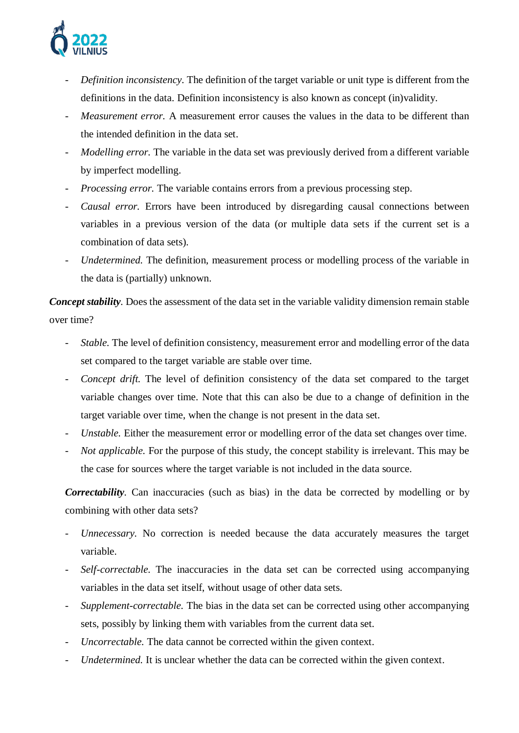- *Definition inconsistency*. The definition of the target variable or unit type is different from the definitions in the data. Definition inconsistency is also known as concept (in)validity.
- *Measurement error.* A measurement error causes the values in the data to be different than the intended definition in the data set.
- *Modelling error.* The variable in the data set was previously derived from a different variable by imperfect modelling.
- *Processing error.* The variable contains errors from a previous processing step.
- *Causal error.* Errors have been introduced by disregarding causal connections between variables in a previous version of the data (or multiple data sets if the current set is a combination of data sets).
- *Undetermined.* The definition, measurement process or modelling process of the variable in the data is (partially) unknown.

***Concept stability***. Does the assessment of the data set in the variable validity dimension remain stable over time?

- *Stable.* The level of definition consistency, measurement error and modelling error of the data set compared to the target variable are stable over time.
- *Concept drift.* The level of definition consistency of the data set compared to the target variable changes over time. Note that this can also be due to a change of definition in the target variable over time, when the change is not present in the data set.
- *Unstable.* Either the measurement error or modelling error of the data set changes over time.
- *Not applicable.* For the purpose of this study, the concept stability is irrelevant. This may be the case for sources where the target variable is not included in the data source.

***Correctability***. Can inaccuracies (such as bias) in the data be corrected by modelling or by combining with other data sets?

- *Unnecessary.* No correction is needed because the data accurately measures the target variable.
- *Self-correctable.* The inaccuracies in the data set can be corrected using accompanying variables in the data set itself, without usage of other data sets.
- *Supplement-correctable.* The bias in the data set can be corrected using other accompanying sets, possibly by linking them with variables from the current data set.
- *Uncorrectable.* The data cannot be corrected within the given context.
- *Undetermined.* It is unclear whether the data can be corrected within the given context.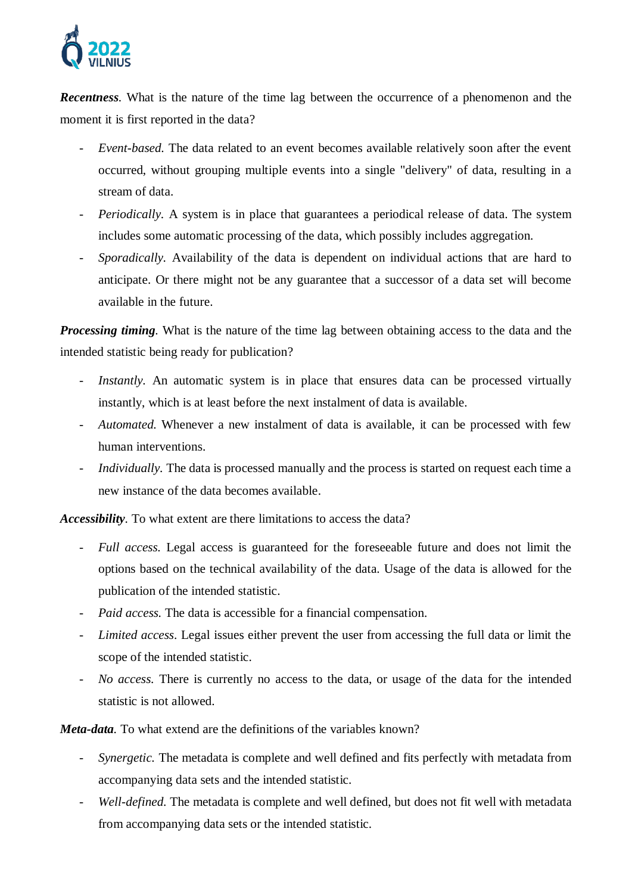***Recentness***. What is the nature of the time lag between the occurrence of a phenomenon and the moment it is first reported in the data?

- *Event-based*. The data related to an event becomes available relatively soon after the event occurred, without grouping multiple events into a single "delivery" of data, resulting in a stream of data.
- *Periodically*. A system is in place that guarantees a periodical release of data. The system includes some automatic processing of the data, which possibly includes aggregation.
- *Sporadically*. Availability of the data is dependent on individual actions that are hard to anticipate. Or there might not be any guarantee that a successor of a data set will become available in the future.

***Processing timing***. What is the nature of the time lag between obtaining access to the data and the intended statistic being ready for publication?

- *Instantly*. An automatic system is in place that ensures data can be processed virtually instantly, which is at least before the next instalment of data is available.
- *Automated*. Whenever a new instalment of data is available, it can be processed with few human interventions.
- *Individually*. The data is processed manually and the process is started on request each time a new instance of the data becomes available.

***Accessibility***. To what extent are there limitations to access the data?

- *Full access*. Legal access is guaranteed for the foreseeable future and does not limit the options based on the technical availability of the data. Usage of the data is allowed for the publication of the intended statistic.
- *Paid access*. The data is accessible for a financial compensation.
- *Limited access*. Legal issues either prevent the user from accessing the full data or limit the scope of the intended statistic.
- *No access*. There is currently no access to the data, or usage of the data for the intended statistic is not allowed.

***Meta-data***. To what extend are the definitions of the variables known?

- *Synergetic*. The metadata is complete and well defined and fits perfectly with metadata from accompanying data sets and the intended statistic.
- *Well-defined*. The metadata is complete and well defined, but does not fit well with metadata from accompanying data sets or the intended statistic.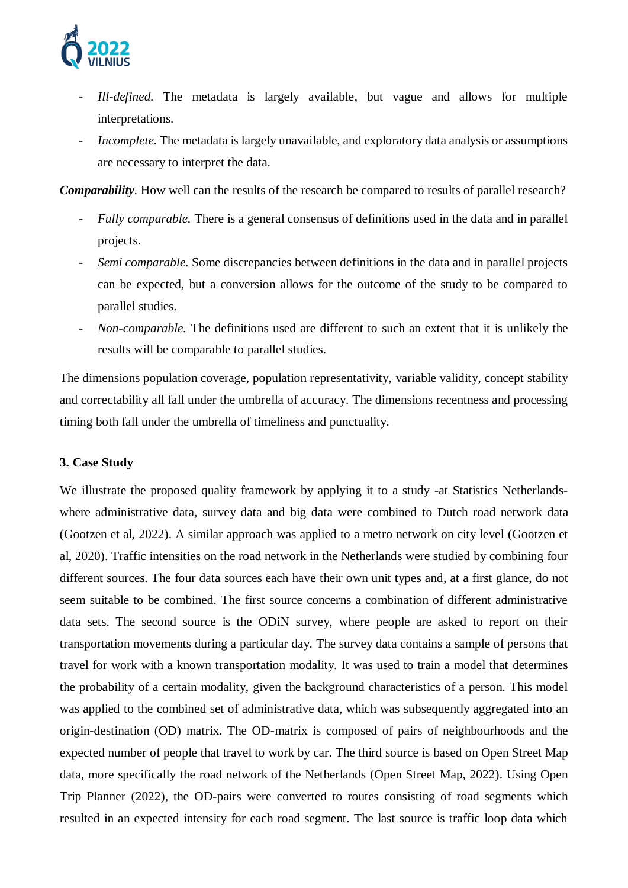- *Ill-defined.* The metadata is largely available, but vague and allows for multiple interpretations.
- *Incomplete.* The metadata is largely unavailable, and exploratory data analysis or assumptions are necessary to interpret the data.

***Comparability***. How well can the results of the research be compared to results of parallel research?

- *Fully comparable.* There is a general consensus of definitions used in the data and in parallel projects.
- *Semi comparable.* Some discrepancies between definitions in the data and in parallel projects can be expected, but a conversion allows for the outcome of the study to be compared to parallel studies.
- *Non-comparable.* The definitions used are different to such an extent that it is unlikely the results will be comparable to parallel studies.

The dimensions population coverage, population representativity, variable validity, concept stability and correctability all fall under the umbrella of accuracy. The dimensions recentness and processing timing both fall under the umbrella of timeliness and punctuality.

### 3. Case Study

We illustrate the proposed quality framework by applying it to a study -at Statistics Netherlands- where administrative data, survey data and big data were combined to Dutch road network data (Gootzen et al, 2022). A similar approach was applied to a metro network on city level (Gootzen et al, 2020). Traffic intensities on the road network in the Netherlands were studied by combining four different sources. The four data sources each have their own unit types and, at a first glance, do not seem suitable to be combined. The first source concerns a combination of different administrative data sets. The second source is the ODiN survey, where people are asked to report on their transportation movements during a particular day. The survey data contains a sample of persons that travel for work with a known transportation modality. It was used to train a model that determines the probability of a certain modality, given the background characteristics of a person. This model was applied to the combined set of administrative data, which was subsequently aggregated into an origin-destination (OD) matrix. The OD-matrix is composed of pairs of neighbourhoods and the expected number of people that travel to work by car. The third source is based on Open Street Map data, more specifically the road network of the Netherlands (Open Street Map, 2022). Using Open Trip Planner (2022), the OD-pairs were converted to routes consisting of road segments which resulted in an expected intensity for each road segment. The last source is traffic loop data which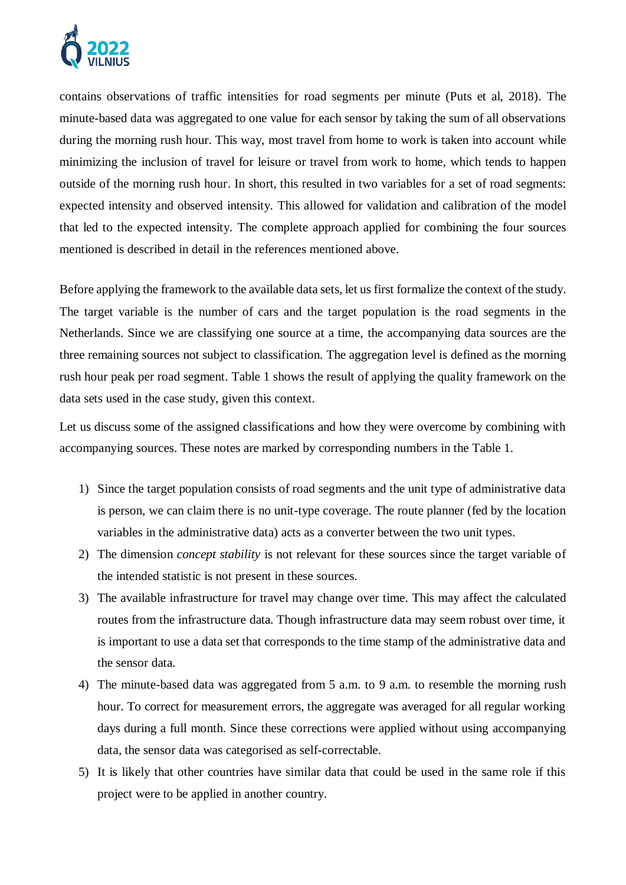contains observations of traffic intensities for road segments per minute (Puts et al, 2018). The minute-based data was aggregated to one value for each sensor by taking the sum of all observations during the morning rush hour. This way, most travel from home to work is taken into account while minimizing the inclusion of travel for leisure or travel from work to home, which tends to happen outside of the morning rush hour. In short, this resulted in two variables for a set of road segments: expected intensity and observed intensity. This allowed for validation and calibration of the model that led to the expected intensity. The complete approach applied for combining the four sources mentioned is described in detail in the references mentioned above.

Before applying the framework to the available data sets, let us first formalize the context of the study. The target variable is the number of cars and the target population is the road segments in the Netherlands. Since we are classifying one source at a time, the accompanying data sources are the three remaining sources not subject to classification. The aggregation level is defined as the morning rush hour peak per road segment. Table 1 shows the result of applying the quality framework on the data sets used in the case study, given this context.

Let us discuss some of the assigned classifications and how they were overcome by combining with accompanying sources. These notes are marked by corresponding numbers in the Table 1.

1) Since the target population consists of road segments and the unit type of administrative data is person, we can claim there is no unit-type coverage. The route planner (fed by the location variables in the administrative data) acts as a converter between the two unit types.
2) The dimension *concept stability* is not relevant for these sources since the target variable of the intended statistic is not present in these sources.
3) The available infrastructure for travel may change over time. This may affect the calculated routes from the infrastructure data. Though infrastructure data may seem robust over time, it is important to use a data set that corresponds to the time stamp of the administrative data and the sensor data.
4) The minute-based data was aggregated from 5 a.m. to 9 a.m. to resemble the morning rush hour. To correct for measurement errors, the aggregate was averaged for all regular working days during a full month. Since these corrections were applied without using accompanying data, the sensor data was categorised as self-correctable.
5) It is likely that other countries have similar data that could be used in the same role if this project were to be applied in another country.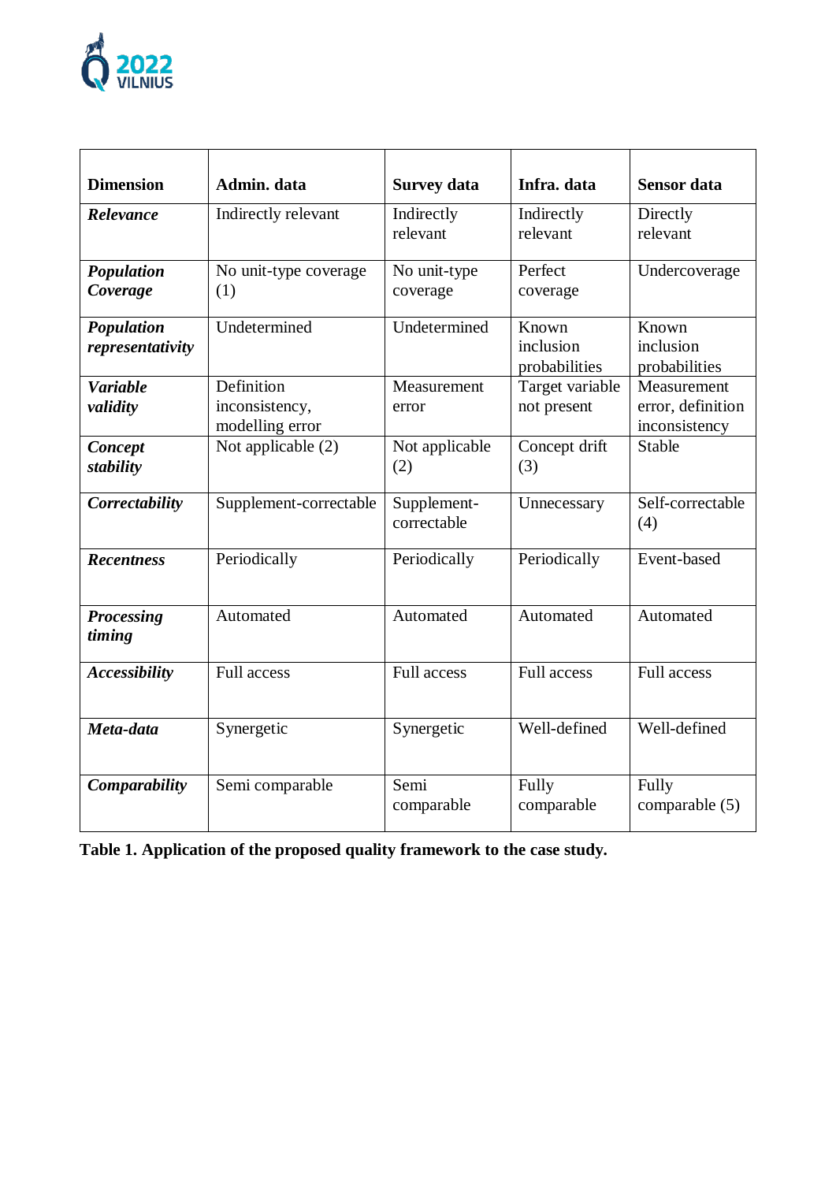| **Dimension** | **Admin. data** | **Survey data** | **Infra. data** | **Sensor data** |
|---|---|---|---|---|
| ***Relevance*** | Indirectly relevant | Indirectly relevant | Indirectly relevant | Directly relevant |
| ***Population Coverage*** | No unit-type coverage (1) | No unit-type coverage | Perfect coverage | Undercoverage |
| ***Population representativity*** | Undetermined | Undetermined | Known inclusion probabilities | Known inclusion probabilities |
| ***Variable validity*** | Definition inconsistency, modelling error | Measurement error | Target variable not present | Measurement error, definition inconsistency |
| ***Concept stability*** | Not applicable (2) | Not applicable (2) | Concept drift (3) | Stable |
| ***Correctability*** | Supplement-correctable | Supplement-correctable | Unnecessary | Self-correctable (4) |
| ***Recentness*** | Periodically | Periodically | Periodically | Event-based |
| ***Processing timing*** | Automated | Automated | Automated | Automated |
| ***Accessibility*** | Full access | Full access | Full access | Full access |
| ***Meta-data*** | Synergetic | Synergetic | Well-defined | Well-defined |
| ***Comparability*** | Semi comparable | Semi comparable | Fully comparable | Fully comparable (5) |

**Table 1. Application of the proposed quality framework to the case study.**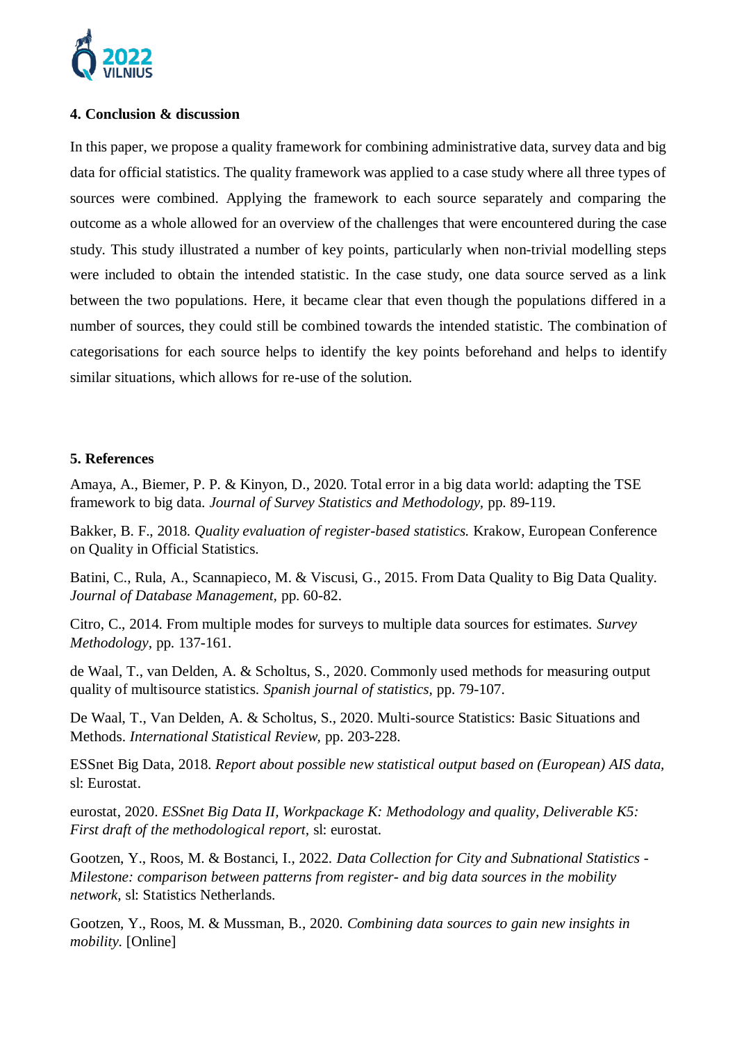## 4. Conclusion & discussion

In this paper, we propose a quality framework for combining administrative data, survey data and big data for official statistics. The quality framework was applied to a case study where all three types of sources were combined. Applying the framework to each source separately and comparing the outcome as a whole allowed for an overview of the challenges that were encountered during the case study. This study illustrated a number of key points, particularly when non-trivial modelling steps were included to obtain the intended statistic. In the case study, one data source served as a link between the two populations. Here, it became clear that even though the populations differed in a number of sources, they could still be combined towards the intended statistic. The combination of categorisations for each source helps to identify the key points beforehand and helps to identify similar situations, which allows for re-use of the solution.

## 5. References

Amaya, A., Biemer, P. P. & Kinyon, D., 2020. Total error in a big data world: adapting the TSE framework to big data. *Journal of Survey Statistics and Methodology,* pp. 89-119.

Bakker, B. F., 2018. *Quality evaluation of register-based statistics.* Krakow, European Conference on Quality in Official Statistics.

Batini, C., Rula, A., Scannapieco, M. & Viscusi, G., 2015. From Data Quality to Big Data Quality. *Journal of Database Management,* pp. 60-82.

Citro, C., 2014. From multiple modes for surveys to multiple data sources for estimates. *Survey Methodology,* pp. 137-161.

de Waal, T., van Delden, A. & Scholtus, S., 2020. Commonly used methods for measuring output quality of multisource statistics. *Spanish journal of statistics,* pp. 79-107.

De Waal, T., Van Delden, A. & Scholtus, S., 2020. Multi-source Statistics: Basic Situations and Methods. *International Statistical Review,* pp. 203-228.

ESSnet Big Data, 2018. *Report about possible new statistical output based on (European) AIS data,* sl: Eurostat.

eurostat, 2020. *ESSnet Big Data II, Workpackage K: Methodology and quality, Deliverable K5: First draft of the methodological report,* sl: eurostat.

Gootzen, Y., Roos, M. & Bostanci, I., 2022. *Data Collection for City and Subnational Statistics - Milestone: comparison between patterns from register- and big data sources in the mobility network,* sl: Statistics Netherlands.

Gootzen, Y., Roos, M. & Mussman, B., 2020. *Combining data sources to gain new insights in mobility.* [Online]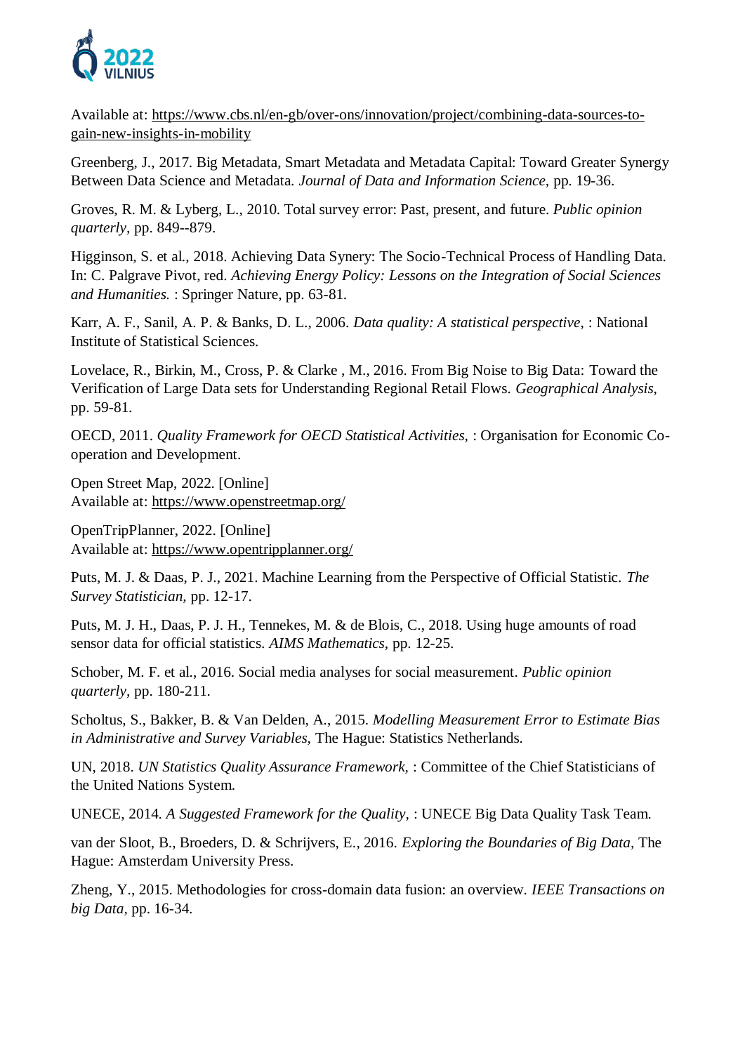Available at: https://www.cbs.nl/en-gb/over-ons/innovation/project/combining-data-sources-to-gain-new-insights-in-mobility

Greenberg, J., 2017. Big Metadata, Smart Metadata and Metadata Capital: Toward Greater Synergy Between Data Science and Metadata. *Journal of Data and Information Science,* pp. 19-36.

Groves, R. M. & Lyberg, L., 2010. Total survey error: Past, present, and future. *Public opinion quarterly,* pp. 849--879.

Higginson, S. et al., 2018. Achieving Data Synery: The Socio-Technical Process of Handling Data. In: C. Palgrave Pivot, red. *Achieving Energy Policy: Lessons on the Integration of Social Sciences and Humanities.* : Springer Nature, pp. 63-81.

Karr, A. F., Sanil, A. P. & Banks, D. L., 2006. *Data quality: A statistical perspective,* : National Institute of Statistical Sciences.

Lovelace, R., Birkin, M., Cross, P. & Clarke , M., 2016. From Big Noise to Big Data: Toward the Verification of Large Data sets for Understanding Regional Retail Flows. *Geographical Analysis,* pp. 59-81.

OECD, 2011. *Quality Framework for OECD Statistical Activities,* : Organisation for Economic Co-operation and Development.

Open Street Map, 2022. [Online]
Available at: https://www.openstreetmap.org/

OpenTripPlanner, 2022. [Online]
Available at: https://www.opentripplanner.org/

Puts, M. J. & Daas, P. J., 2021. Machine Learning from the Perspective of Official Statistic. *The Survey Statistician,* pp. 12-17.

Puts, M. J. H., Daas, P. J. H., Tennekes, M. & de Blois, C., 2018. Using huge amounts of road sensor data for official statistics. *AIMS Mathematics,* pp. 12-25.

Schober, M. F. et al., 2016. Social media analyses for social measurement. *Public opinion quarterly,* pp. 180-211.

Scholtus, S., Bakker, B. & Van Delden, A., 2015. *Modelling Measurement Error to Estimate Bias in Administrative and Survey Variables,* The Hague: Statistics Netherlands.

UN, 2018. *UN Statistics Quality Assurance Framework,* : Committee of the Chief Statisticians of the United Nations System.

UNECE, 2014. *A Suggested Framework for the Quality,* : UNECE Big Data Quality Task Team.

van der Sloot, B., Broeders, D. & Schrijvers, E., 2016. *Exploring the Boundaries of Big Data,* The Hague: Amsterdam University Press.

Zheng, Y., 2015. Methodologies for cross-domain data fusion: an overview. *IEEE Transactions on big Data,* pp. 16-34.